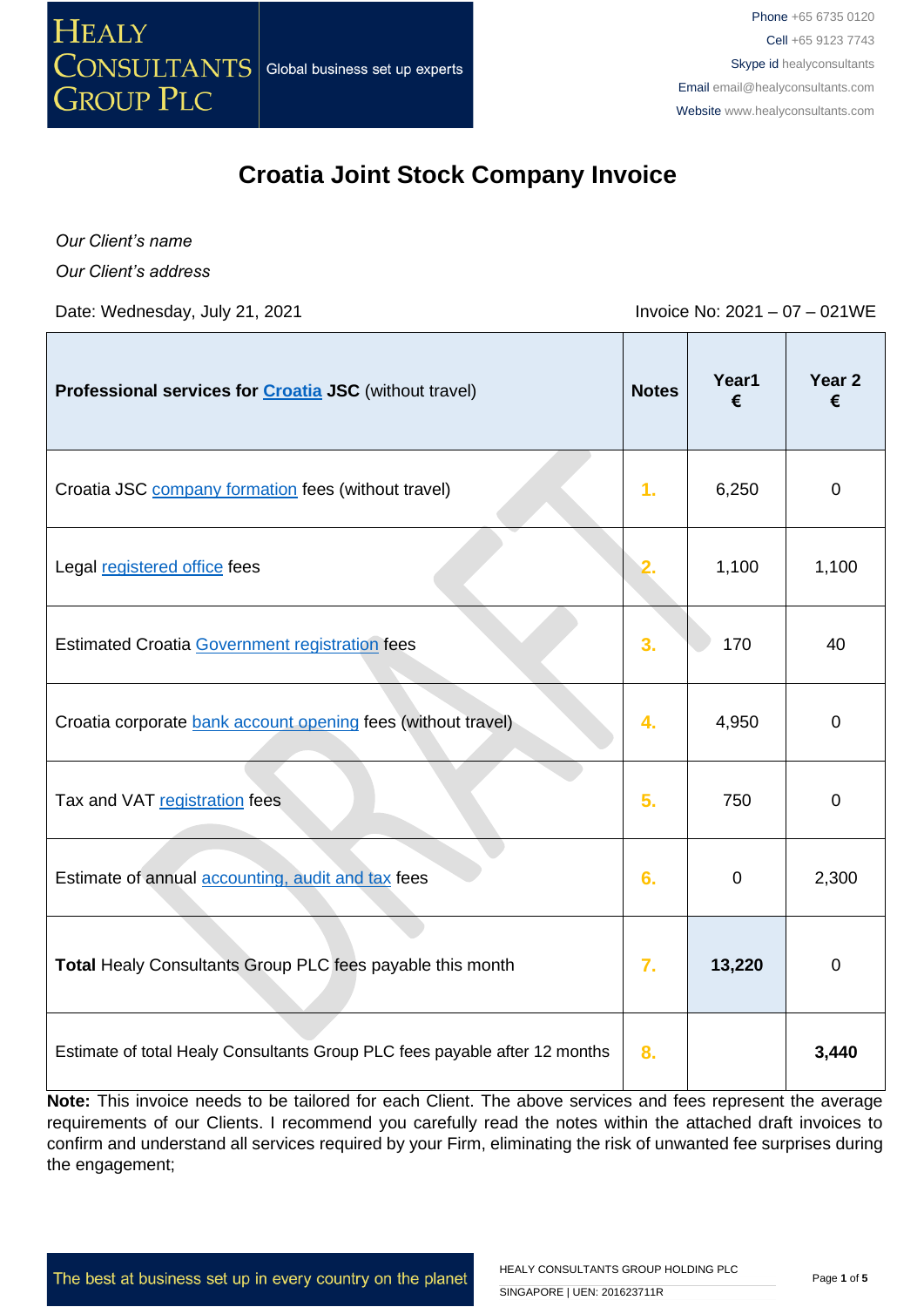# Croatia Joint Stock Company Invoice

*Our Client's name*

*Our Client's address*

Date: Wednesday, July 21, 2021 Invoice No: 2021 – 07 – 021WE

| **Professional services for Croatia JSC** (without travel) | **Notes** | **Year1 €** | **Year 2 €** |
|---|---|---|---|
| Croatia JSC company formation fees (without travel) | 1. | 6,250 | 0 |
| Legal registered office fees | 2. | 1,100 | 1,100 |
| Estimated Croatia Government registration fees | 3. | 170 | 40 |
| Croatia corporate bank account opening fees (without travel) | 4. | 4,950 | 0 |
| Tax and VAT registration fees | 5. | 750 | 0 |
| Estimate of annual accounting, audit and tax fees | 6. | 0 | 2,300 |
| **Total** Healy Consultants Group PLC fees payable this month | 7. | **13,220** | 0 |
| Estimate of total Healy Consultants Group PLC fees payable after 12 months | 8. | | **3,440** |

**Note:** This invoice needs to be tailored for each Client. The above services and fees represent the average requirements of our Clients. I recommend you carefully read the notes within the attached draft invoices to confirm and understand all services required by your Firm, eliminating the risk of unwanted fee surprises during the engagement;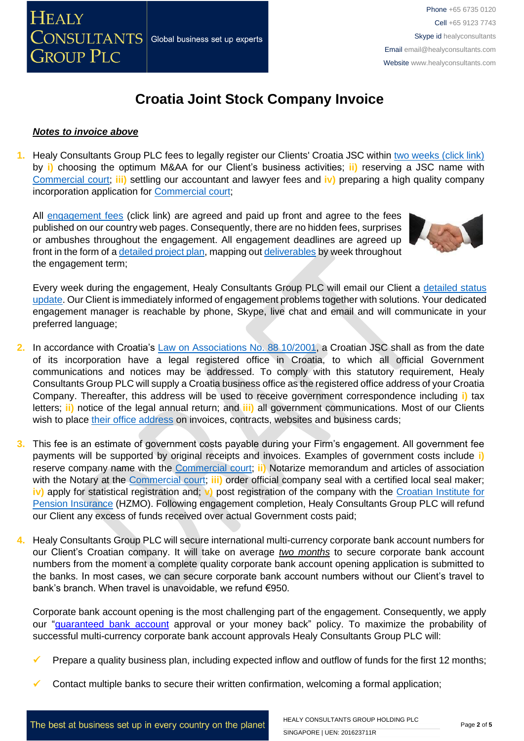# Croatia Joint Stock Company Invoice

***Notes to invoice above***

1. Healy Consultants Group PLC fees to legally register our Clients' Croatia JSC within two weeks (click link) by **i)** choosing the optimum M&AA for our Client's business activities; **ii)** reserving a JSC name with Commercial court; **iii)** settling our accountant and lawyer fees and **iv)** preparing a high quality company incorporation application for Commercial court;

   All engagement fees (click link) are agreed and paid up front and agree to the fees published on our country web pages. Consequently, there are no hidden fees, surprises or ambushes throughout the engagement. All engagement deadlines are agreed up front in the form of a detailed project plan, mapping out deliverables by week throughout the engagement term;

   Every week during the engagement, Healy Consultants Group PLC will email our Client a detailed status update. Our Client is immediately informed of engagement problems together with solutions. Your dedicated engagement manager is reachable by phone, Skype, live chat and email and will communicate in your preferred language;

2. In accordance with Croatia's Law on Associations No. 88 10/2001, a Croatian JSC shall as from the date of its incorporation have a legal registered office in Croatia, to which all official Government communications and notices may be addressed. To comply with this statutory requirement, Healy Consultants Group PLC will supply a Croatia business office as the registered office address of your Croatia Company. Thereafter, this address will be used to receive government correspondence including **i)** tax letters; **ii)** notice of the legal annual return; and **iii)** all government communications. Most of our Clients wish to place their office address on invoices, contracts, websites and business cards;

3. This fee is an estimate of government costs payable during your Firm's engagement. All government fee payments will be supported by original receipts and invoices. Examples of government costs include **i)** reserve company name with the Commercial court; **ii)** Notarize memorandum and articles of association with the Notary at the Commercial court; **iii)** order official company seal with a certified local seal maker; **iv)** apply for statistical registration and; **v)** post registration of the company with the Croatian Institute for Pension Insurance (HZMO). Following engagement completion, Healy Consultants Group PLC will refund our Client any excess of funds received over actual Government costs paid;

4. Healy Consultants Group PLC will secure international multi-currency corporate bank account numbers for our Client's Croatian company. It will take on average *two months* to secure corporate bank account numbers from the moment a complete quality corporate bank account opening application is submitted to the banks. In most cases, we can secure corporate bank account numbers without our Client's travel to bank's branch. When travel is unavoidable, we refund €950.

   Corporate bank account opening is the most challenging part of the engagement. Consequently, we apply our "guaranteed bank account approval or your money back" policy. To maximize the probability of successful multi-currency corporate bank account approvals Healy Consultants Group PLC will:

   - ✓ Prepare a quality business plan, including expected inflow and outflow of funds for the first 12 months;
   - ✓ Contact multiple banks to secure their written confirmation, welcoming a formal application;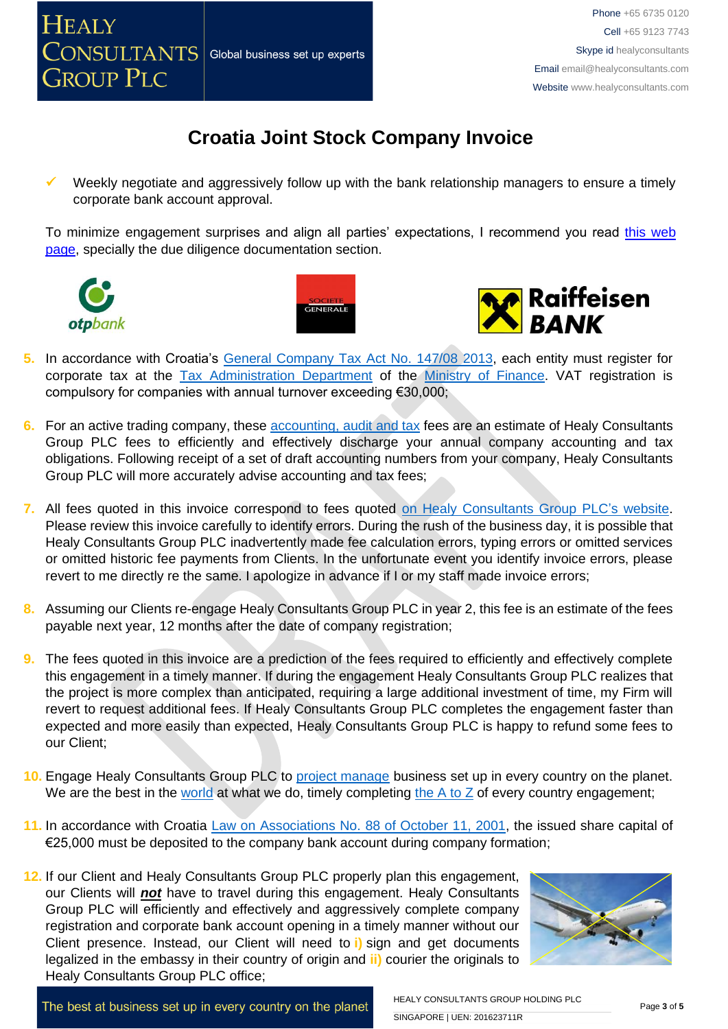# Croatia Joint Stock Company Invoice

- ✓ Weekly negotiate and aggressively follow up with the bank relationship managers to ensure a timely corporate bank account approval.

To minimize engagement surprises and align all parties' expectations, I recommend you read this web page, specially the due diligence documentation section.

5. In accordance with Croatia's General Company Tax Act No. 147/08 2013, each entity must register for corporate tax at the Tax Administration Department of the Ministry of Finance. VAT registration is compulsory for companies with annual turnover exceeding €30,000;

6. For an active trading company, these accounting, audit and tax fees are an estimate of Healy Consultants Group PLC fees to efficiently and effectively discharge your annual company accounting and tax obligations. Following receipt of a set of draft accounting numbers from your company, Healy Consultants Group PLC will more accurately advise accounting and tax fees;

7. All fees quoted in this invoice correspond to fees quoted on Healy Consultants Group PLC's website. Please review this invoice carefully to identify errors. During the rush of the business day, it is possible that Healy Consultants Group PLC inadvertently made fee calculation errors, typing errors or omitted services or omitted historic fee payments from Clients. In the unfortunate event you identify invoice errors, please revert to me directly re the same. I apologize in advance if I or my staff made invoice errors;

8. Assuming our Clients re-engage Healy Consultants Group PLC in year 2, this fee is an estimate of the fees payable next year, 12 months after the date of company registration;

9. The fees quoted in this invoice are a prediction of the fees required to efficiently and effectively complete this engagement in a timely manner. If during the engagement Healy Consultants Group PLC realizes that the project is more complex than anticipated, requiring a large additional investment of time, my Firm will revert to request additional fees. If Healy Consultants Group PLC completes the engagement faster than expected and more easily than expected, Healy Consultants Group PLC is happy to refund some fees to our Client;

10. Engage Healy Consultants Group PLC to project manage business set up in every country on the planet. We are the best in the world at what we do, timely completing the A to Z of every country engagement;

11. In accordance with Croatia Law on Associations No. 88 of October 11, 2001, the issued share capital of €25,000 must be deposited to the company bank account during company formation;

12. If our Client and Healy Consultants Group PLC properly plan this engagement, our Clients will ***not*** have to travel during this engagement. Healy Consultants Group PLC will efficiently and effectively and aggressively complete company registration and corporate bank account opening in a timely manner without our Client presence. Instead, our Client will need to **i)** sign and get documents legalized in the embassy in their country of origin and **ii)** courier the originals to Healy Consultants Group PLC office;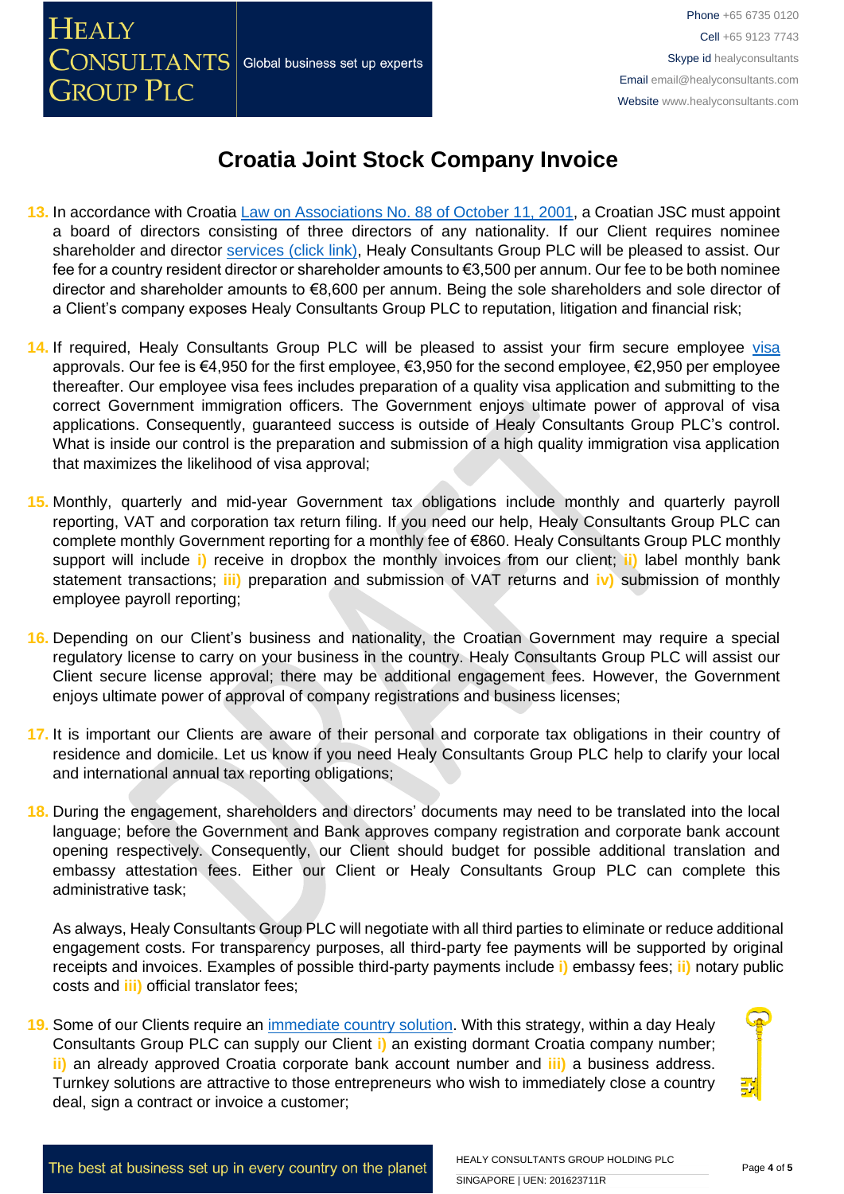# Croatia Joint Stock Company Invoice

13. In accordance with Croatia Law on Associations No. 88 of October 11, 2001, a Croatian JSC must appoint a board of directors consisting of three directors of any nationality. If our Client requires nominee shareholder and director services (click link), Healy Consultants Group PLC will be pleased to assist. Our fee for a country resident director or shareholder amounts to €3,500 per annum. Our fee to be both nominee director and shareholder amounts to €8,600 per annum. Being the sole shareholders and sole director of a Client's company exposes Healy Consultants Group PLC to reputation, litigation and financial risk;

14. If required, Healy Consultants Group PLC will be pleased to assist your firm secure employee visa approvals. Our fee is €4,950 for the first employee, €3,950 for the second employee, €2,950 per employee thereafter. Our employee visa fees includes preparation of a quality visa application and submitting to the correct Government immigration officers. The Government enjoys ultimate power of approval of visa applications. Consequently, guaranteed success is outside of Healy Consultants Group PLC's control. What is inside our control is the preparation and submission of a high quality immigration visa application that maximizes the likelihood of visa approval;

15. Monthly, quarterly and mid-year Government tax obligations include monthly and quarterly payroll reporting, VAT and corporation tax return filing. If you need our help, Healy Consultants Group PLC can complete monthly Government reporting for a monthly fee of €860. Healy Consultants Group PLC monthly support will include i) receive in dropbox the monthly invoices from our client; ii) label monthly bank statement transactions; iii) preparation and submission of VAT returns and iv) submission of monthly employee payroll reporting;

16. Depending on our Client's business and nationality, the Croatian Government may require a special regulatory license to carry on your business in the country. Healy Consultants Group PLC will assist our Client secure license approval; there may be additional engagement fees. However, the Government enjoys ultimate power of approval of company registrations and business licenses;

17. It is important our Clients are aware of their personal and corporate tax obligations in their country of residence and domicile. Let us know if you need Healy Consultants Group PLC help to clarify your local and international annual tax reporting obligations;

18. During the engagement, shareholders and directors' documents may need to be translated into the local language; before the Government and Bank approves company registration and corporate bank account opening respectively. Consequently, our Client should budget for possible additional translation and embassy attestation fees. Either our Client or Healy Consultants Group PLC can complete this administrative task;

    As always, Healy Consultants Group PLC will negotiate with all third parties to eliminate or reduce additional engagement costs. For transparency purposes, all third-party fee payments will be supported by original receipts and invoices. Examples of possible third-party payments include i) embassy fees; ii) notary public costs and iii) official translator fees;

19. Some of our Clients require an immediate country solution. With this strategy, within a day Healy Consultants Group PLC can supply our Client i) an existing dormant Croatia company number; ii) an already approved Croatia corporate bank account number and iii) a business address. Turnkey solutions are attractive to those entrepreneurs who wish to immediately close a country deal, sign a contract or invoice a customer;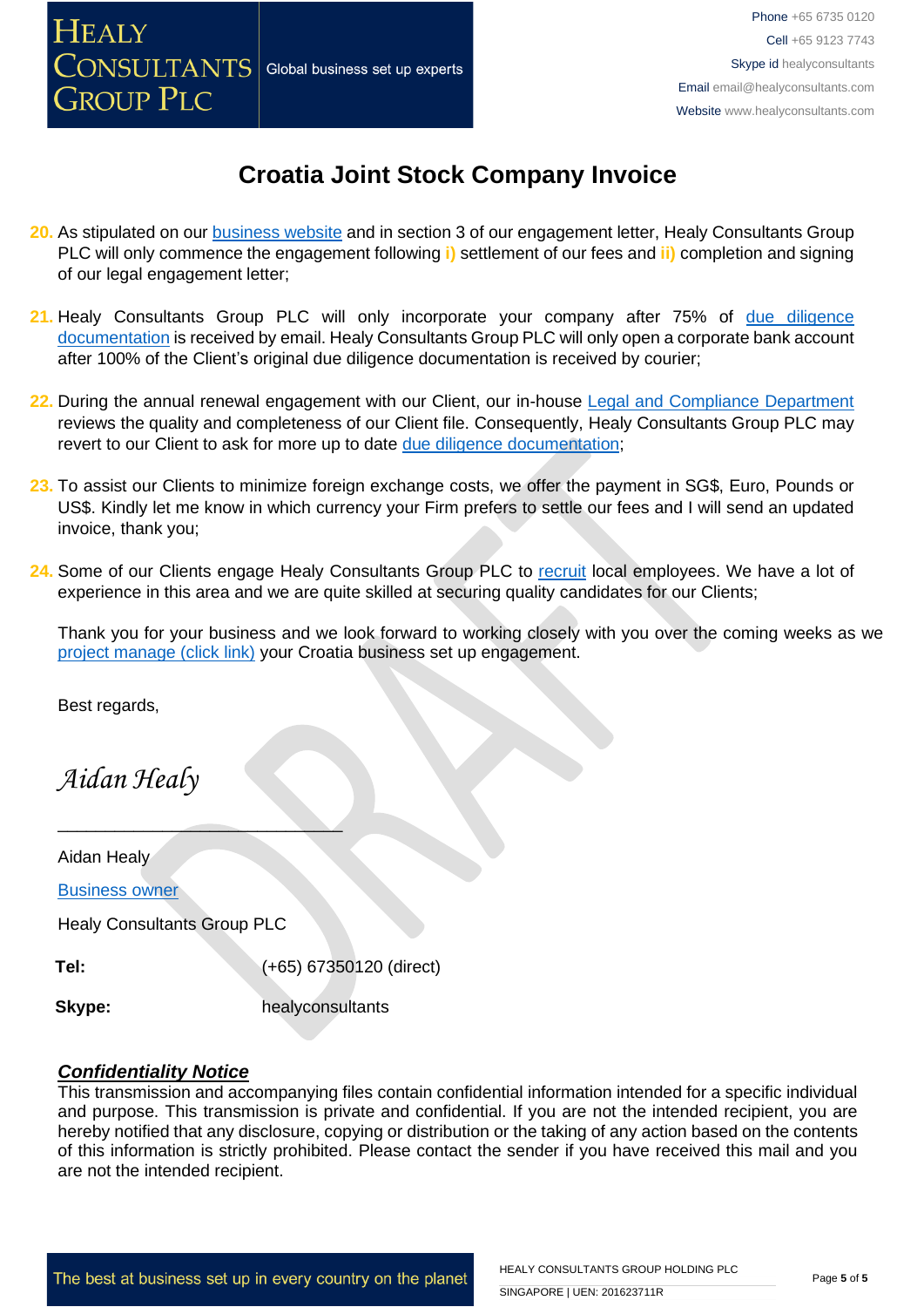# Croatia Joint Stock Company Invoice

20. As stipulated on our business website and in section 3 of our engagement letter, Healy Consultants Group PLC will only commence the engagement following i) settlement of our fees and ii) completion and signing of our legal engagement letter;

21. Healy Consultants Group PLC will only incorporate your company after 75% of due diligence documentation is received by email. Healy Consultants Group PLC will only open a corporate bank account after 100% of the Client's original due diligence documentation is received by courier;

22. During the annual renewal engagement with our Client, our in-house Legal and Compliance Department reviews the quality and completeness of our Client file. Consequently, Healy Consultants Group PLC may revert to our Client to ask for more up to date due diligence documentation;

23. To assist our Clients to minimize foreign exchange costs, we offer the payment in SG$, Euro, Pounds or US$. Kindly let me know in which currency your Firm prefers to settle our fees and I will send an updated invoice, thank you;

24. Some of our Clients engage Healy Consultants Group PLC to recruit local employees. We have a lot of experience in this area and we are quite skilled at securing quality candidates for our Clients;

Thank you for your business and we look forward to working closely with you over the coming weeks as we project manage (click link) your Croatia business set up engagement.

Best regards,

*Aidan Healy*

______________________________

Aidan Healy

Business owner

Healy Consultants Group PLC

| | |
|---|---|
| **Tel:** | (+65) 67350120 (direct) |
| **Skype:** | healyconsultants |

***Confidentiality Notice***

This transmission and accompanying files contain confidential information intended for a specific individual and purpose. This transmission is private and confidential. If you are not the intended recipient, you are hereby notified that any disclosure, copying or distribution or the taking of any action based on the contents of this information is strictly prohibited. Please contact the sender if you have received this mail and you are not the intended recipient.